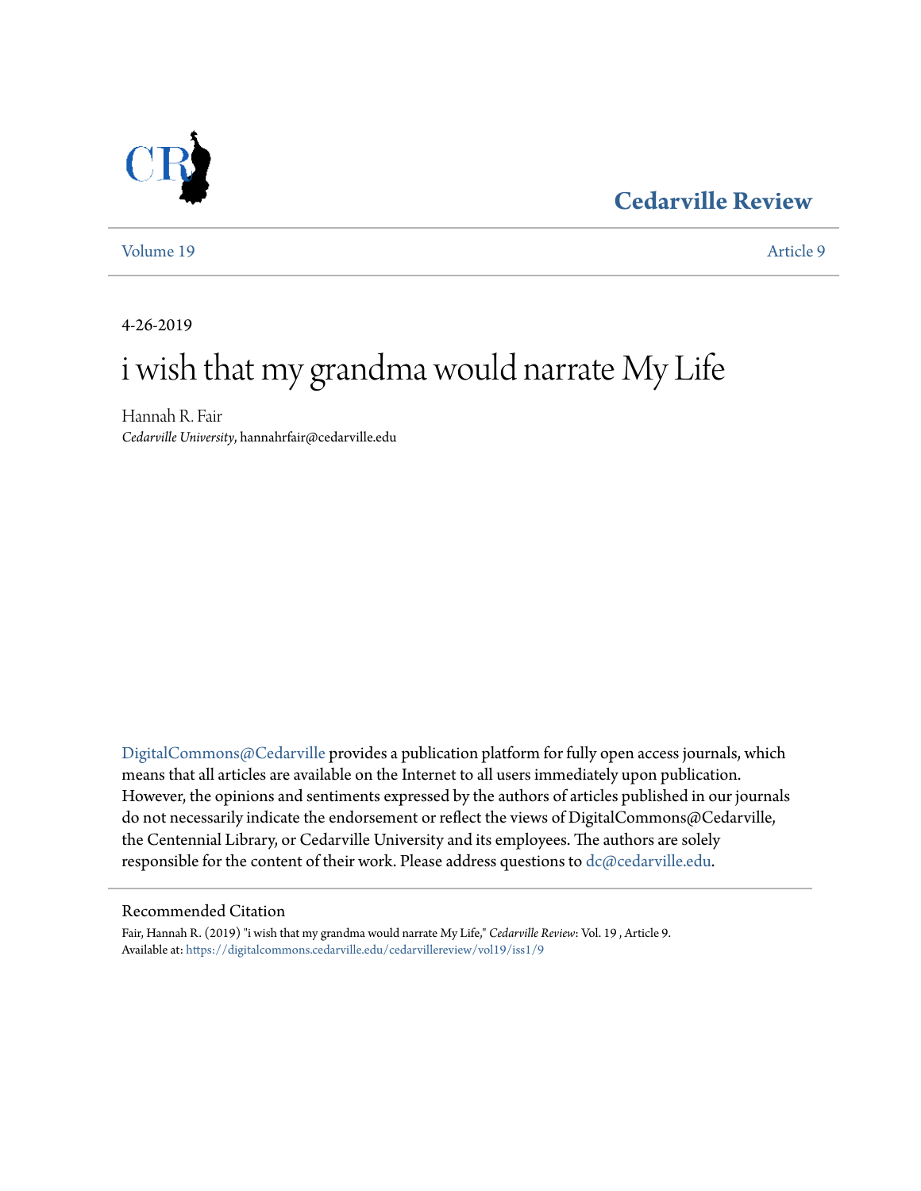Cedarville Review

Volume 19 | Article 9

4-26-2019

# i wish that my grandma would narrate My Life

Hannah R. Fair
*Cedarville University*, hannahrfair@cedarville.edu

DigitalCommons@Cedarville provides a publication platform for fully open access journals, which means that all articles are available on the Internet to all users immediately upon publication. However, the opinions and sentiments expressed by the authors of articles published in our journals do not necessarily indicate the endorsement or reflect the views of DigitalCommons@Cedarville, the Centennial Library, or Cedarville University and its employees. The authors are solely responsible for the content of their work. Please address questions to dc@cedarville.edu.

Recommended Citation
Fair, Hannah R. (2019) "i wish that my grandma would narrate My Life," *Cedarville Review*: Vol. 19 , Article 9.
Available at: https://digitalcommons.cedarville.edu/cedarvillereview/vol19/iss1/9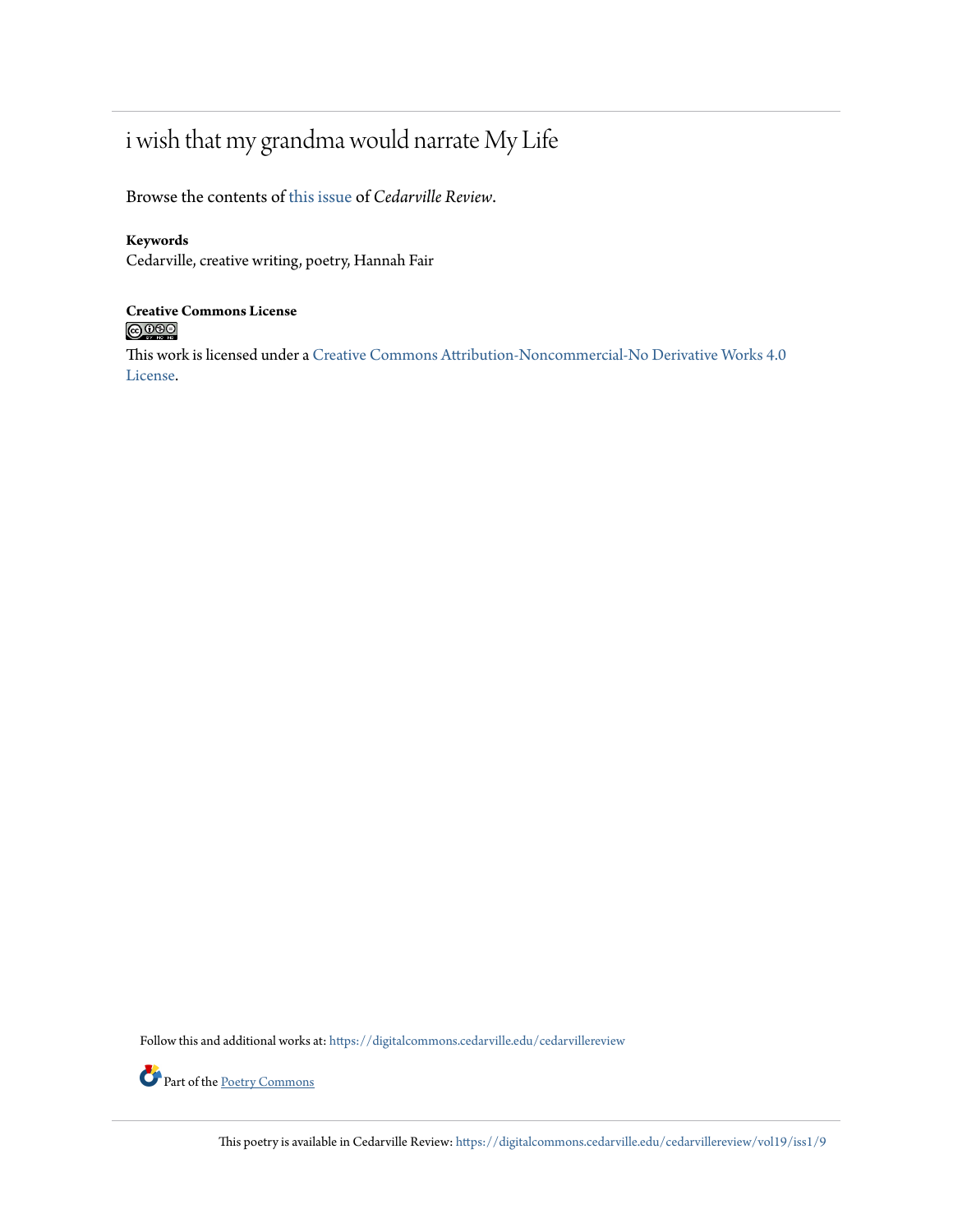# i wish that my grandma would narrate My Life

Browse the contents of this issue of *Cedarville Review*.

**Keywords**
Cedarville, creative writing, poetry, Hannah Fair

**Creative Commons License**

This work is licensed under a Creative Commons Attribution-Noncommercial-No Derivative Works 4.0 License.

Follow this and additional works at: https://digitalcommons.cedarville.edu/cedarvillereview

Part of the Poetry Commons

This poetry is available in Cedarville Review: https://digitalcommons.cedarville.edu/cedarvillereview/vol19/iss1/9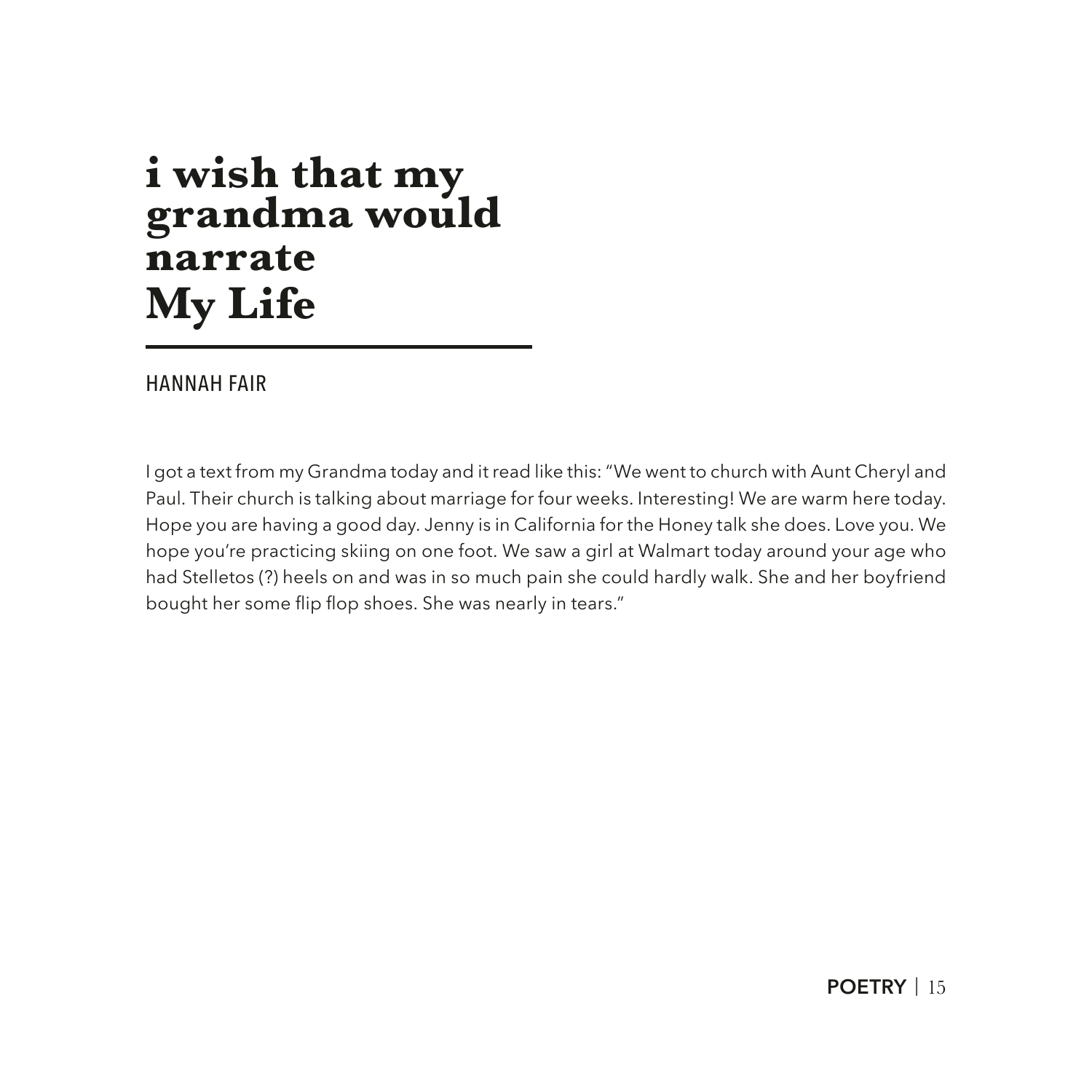# i wish that my grandma would narrate My Life

HANNAH FAIR

I got a text from my Grandma today and it read like this: "We went to church with Aunt Cheryl and Paul. Their church is talking about marriage for four weeks. Interesting! We are warm here today. Hope you are having a good day. Jenny is in California for the Honey talk she does. Love you. We hope you're practicing skiing on one foot. We saw a girl at Walmart today around your age who had Stelletos (?) heels on and was in so much pain she could hardly walk. She and her boyfriend bought her some flip flop shoes. She was nearly in tears."